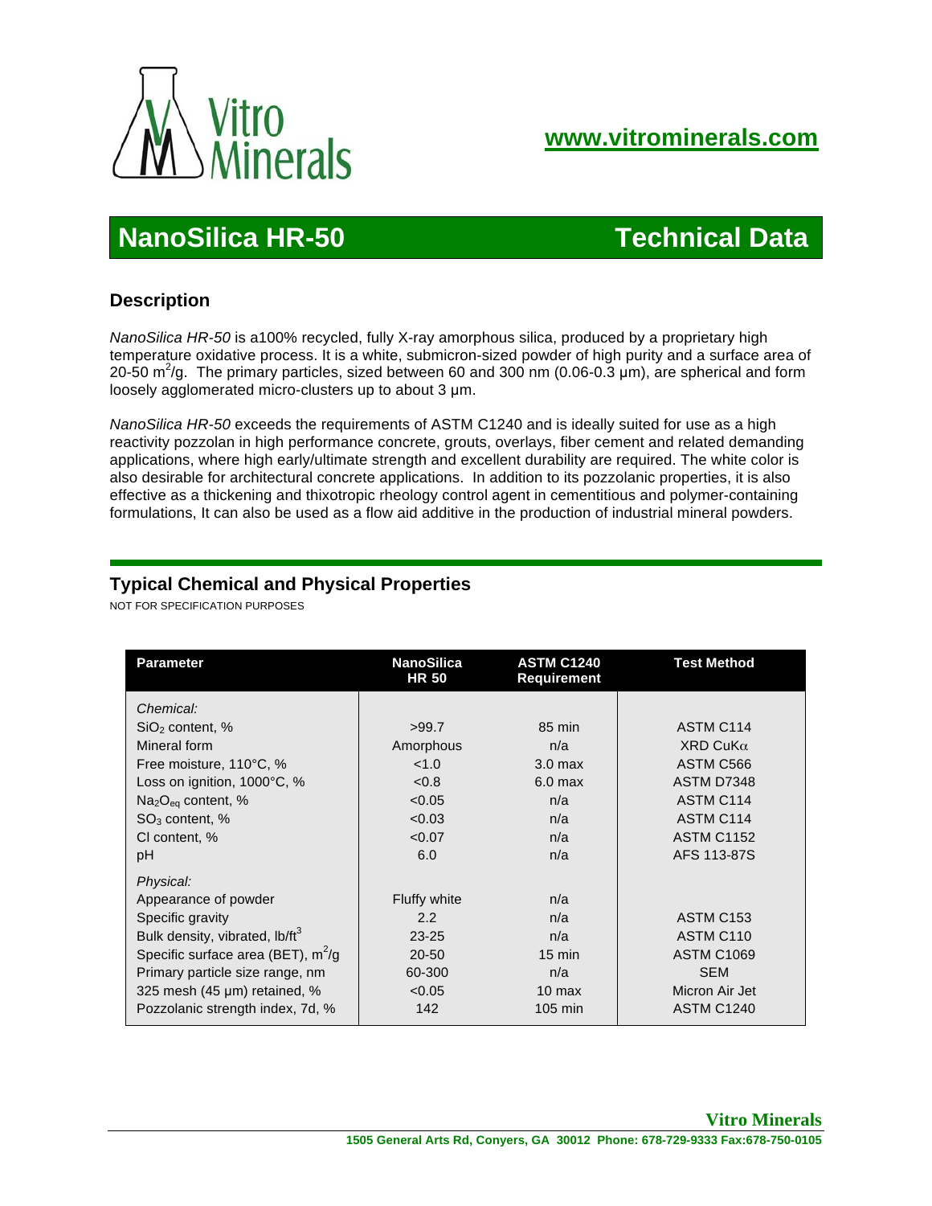Vitro Minerals

**www.vitrominerals.com**

# NanoSilica HR-50 — Technical Data

## Description

*NanoSilica HR-50* is a100% recycled, fully X-ray amorphous silica, produced by a proprietary high temperature oxidative process. It is a white, submicron-sized powder of high purity and a surface area of 20-50 $m^2/g$. The primary particles, sized between 60 and 300 nm (0.06-0.3 µm), are spherical and form loosely agglomerated micro-clusters up to about 3 µm.

*NanoSilica HR-50* exceeds the requirements of ASTM C1240 and is ideally suited for use as a high reactivity pozzolan in high performance concrete, grouts, overlays, fiber cement and related demanding applications, where high early/ultimate strength and excellent durability are required. The white color is also desirable for architectural concrete applications. In addition to its pozzolanic properties, it is also effective as a thickening and thixotropic rheology control agent in cementitious and polymer-containing formulations, It can also be used as a flow aid additive in the production of industrial mineral powders.

## Typical Chemical and Physical Properties

NOT FOR SPECIFICATION PURPOSES

| Parameter | NanoSilica HR 50 | ASTM C1240 Requirement | Test Method |
|---|---|---|---|
| *Chemical:* | | | |
| $SiO_2$ content, % | >99.7 | 85 min | ASTM C114 |
| Mineral form | Amorphous | n/a | XRD CuKα |
| Free moisture, 110°C, % | <1.0 | 3.0 max | ASTM C566 |
| Loss on ignition, 1000°C, % | <0.8 | 6.0 max | ASTM D7348 |
| $Na_2O_{eq}$ content, % | <0.05 | n/a | ASTM C114 |
| $SO_3$ content, % | <0.03 | n/a | ASTM C114 |
| Cl content, % | <0.07 | n/a | ASTM C1152 |
| pH | 6.0 | n/a | AFS 113-87S |
| *Physical:* | | | |
| Appearance of powder | Fluffy white | n/a | |
| Specific gravity | 2.2 | n/a | ASTM C153 |
| Bulk density, vibrated, $lb/ft^3$ | 23-25 | n/a | ASTM C110 |
| Specific surface area (BET), $m^2/g$ | 20-50 | 15 min | ASTM C1069 |
| Primary particle size range, nm | 60-300 | n/a | SEM |
| 325 mesh (45 µm) retained, % | <0.05 | 10 max | Micron Air Jet |
| Pozzolanic strength index, 7d, % | 142 | 105 min | ASTM C1240 |

**Vitro Minerals**

1505 General Arts Rd, Conyers, GA 30012 Phone: 678-729-9333 Fax:678-750-0105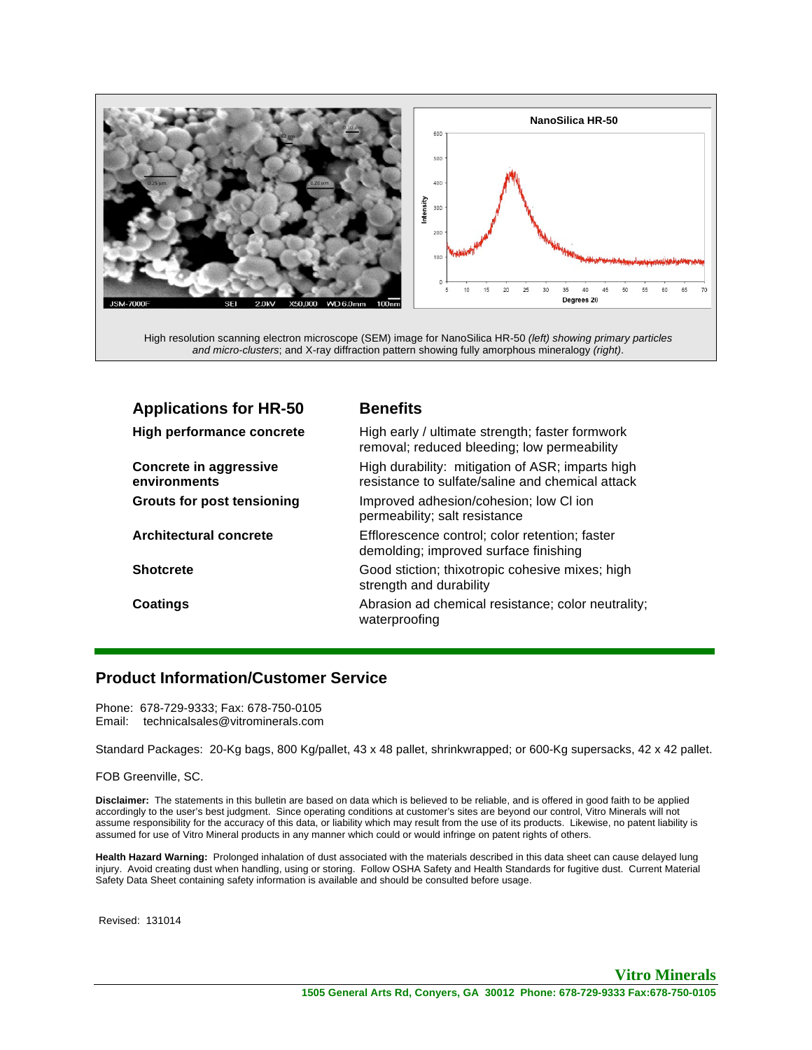NanoSilica HR-50

600
500
400
300
200
100
0

Intensity

5 10 15 20 25 30 35 40 45 50 55 60 65 70

Degrees 2θ

High resolution scanning electron microscope (SEM) image for NanoSilica HR-50 *(left) showing primary particles and micro-clusters*; and X-ray diffraction pattern showing fully amorphous mineralogy *(right)*.

| Applications for HR-50 | Benefits |
|---|---|
| **High performance concrete** | High early / ultimate strength; faster formwork removal; reduced bleeding; low permeability |
| **Concrete in aggressive environments** | High durability: mitigation of ASR; imparts high resistance to sulfate/saline and chemical attack |
| **Grouts for post tensioning** | Improved adhesion/cohesion; low Cl ion permeability; salt resistance |
| **Architectural concrete** | Efflorescence control; color retention; faster demolding; improved surface finishing |
| **Shotcrete** | Good stiction; thixotropic cohesive mixes; high strength and durability |
| **Coatings** | Abrasion ad chemical resistance; color neutrality; waterproofing |

## Product Information/Customer Service

Phone: 678-729-9333; Fax: 678-750-0105
Email: technicalsales@vitrominerals.com

Standard Packages: 20-Kg bags, 800 Kg/pallet, 43 x 48 pallet, shrinkwrapped; or 600-Kg supersacks, 42 x 42 pallet.

FOB Greenville, SC.

**Disclaimer:** The statements in this bulletin are based on data which is believed to be reliable, and is offered in good faith to be applied accordingly to the user's best judgment. Since operating conditions at customer's sites are beyond our control, Vitro Minerals will not assume responsibility for the accuracy of this data, or liability which may result from the use of its products. Likewise, no patent liability is assumed for use of Vitro Mineral products in any manner which could or would infringe on patent rights of others.

**Health Hazard Warning:** Prolonged inhalation of dust associated with the materials described in this data sheet can cause delayed lung injury. Avoid creating dust when handling, using or storing. Follow OSHA Safety and Health Standards for fugitive dust. Current Material Safety Data Sheet containing safety information is available and should be consulted before usage.

Revised: 131014